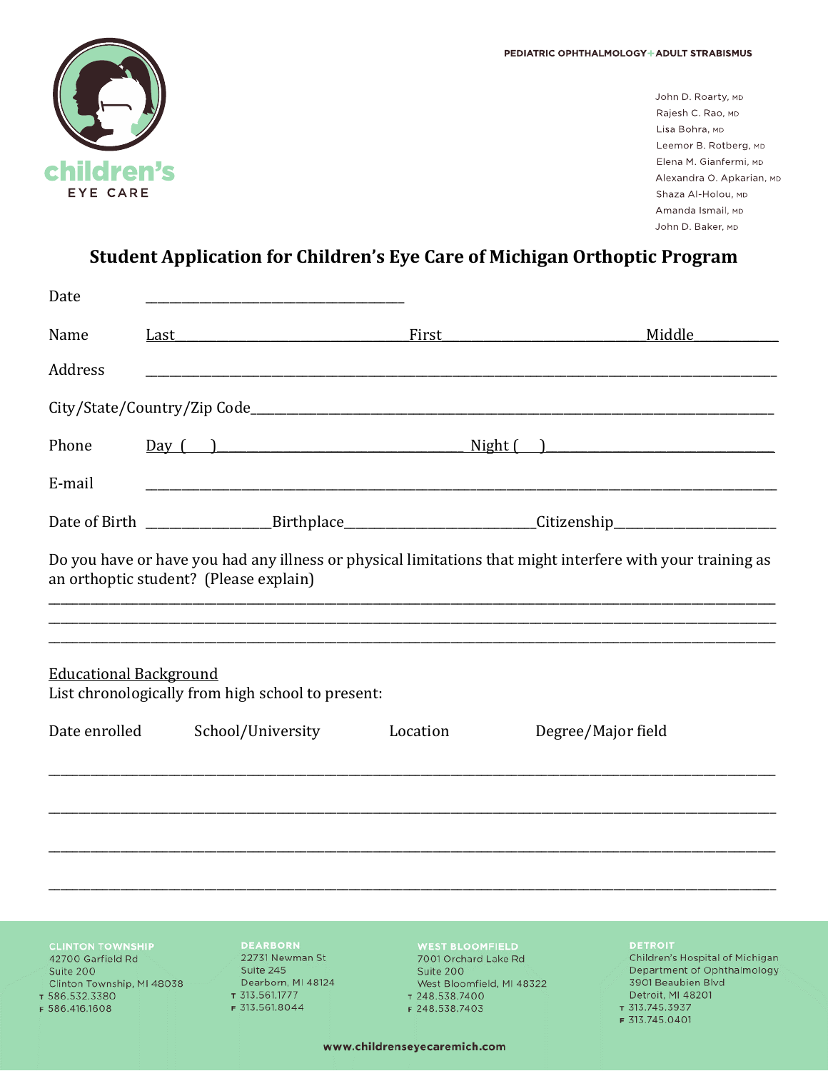children's EYE CARE

PEDIATRIC OPHTHALMOLOGY + ADULT STRABISMUS

John D. Roarty, MD
Rajesh C. Rao, MD
Lisa Bohra, MD
Leemor B. Rotberg, MD
Elena M. Gianfermi, MD
Alexandra O. Apkarian, MD
Shaza Al-Holou, MD
Amanda Ismail, MD
John D. Baker, MD

## Student Application for Children's Eye Care of Michigan Orthoptic Program

Date ______________________________

Name Last____________________________First_________________________Middle__________

Address ________________________________________________________________________________

City/State/Country/Zip Code______________________________________________________________

Phone Day (   )______________________________ Night (   )___________________________

E-mail ________________________________________________________________________________

Date of Birth ______________Birthplace______________________Citizenship___________________

Do you have or have you had any illness or physical limitations that might interfere with your training as an orthoptic student? (Please explain)

________________________________________________________________________________________
________________________________________________________________________________________
________________________________________________________________________________________

Educational Background

List chronologically from high school to present:

| Date enrolled | School/University | Location | Degree/Major field |
|---|---|---|---|
| | | | |
| | | | |
| | | | |
| | | | |

**CLINTON TOWNSHIP**
42700 Garfield Rd
Suite 200
Clinton Township, MI 48038
T 586.532.3380
F 586.416.1608

**DEARBORN**
22731 Newman St
Suite 245
Dearborn, MI 48124
T 313.561.1777
F 313.561.8044

**WEST BLOOMFIELD**
7001 Orchard Lake Rd
Suite 200
West Bloomfield, MI 48322
T 248.538.7400
F 248.538.7403

**DETROIT**
Children's Hospital of Michigan
Department of Ophthalmology
3901 Beaubien Blvd
Detroit, MI 48201
T 313.745.3937
F 313.745.0401

www.childrenseyecaremich.com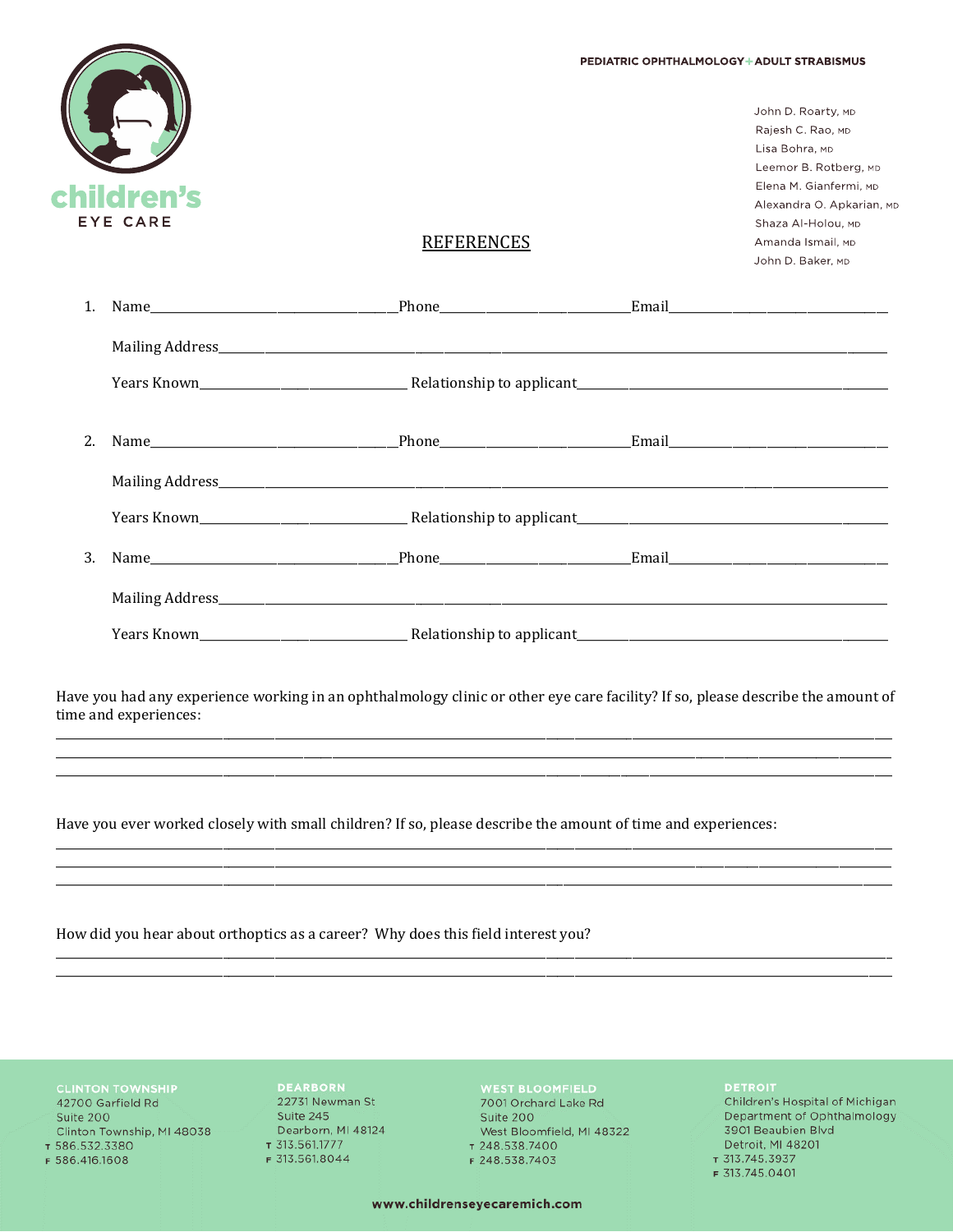children's EYE CARE

PEDIATRIC OPHTHALMOLOGY + ADULT STRABISMUS

John D. Roarty, MD
Rajesh C. Rao, MD
Lisa Bohra, MD
Leemor B. Rotberg, MD
Elena M. Gianfermi, MD
Alexandra O. Apkarian, MD
Shaza Al-Holou, MD
Amanda Ismail, MD
John D. Baker, MD

## REFERENCES

1. Name____________________Phone________________Email____________________

   Mailing Address______________________________________________________

   Years Known________________ Relationship to applicant___________________

2. Name____________________Phone________________Email____________________

   Mailing Address______________________________________________________

   Years Known________________ Relationship to applicant___________________

3. Name____________________Phone________________Email____________________

   Mailing Address______________________________________________________

   Years Known________________ Relationship to applicant___________________

Have you had any experience working in an ophthalmology clinic or other eye care facility? If so, please describe the amount of time and experiences:

______________________________________________________________________

______________________________________________________________________

______________________________________________________________________

Have you ever worked closely with small children? If so, please describe the amount of time and experiences:

______________________________________________________________________

______________________________________________________________________

______________________________________________________________________

How did you hear about orthoptics as a career? Why does this field interest you?

______________________________________________________________________

______________________________________________________________________

**CLINTON TOWNSHIP**
42700 Garfield Rd
Suite 200
Clinton Township, MI 48038
T 586.532.3380
F 586.416.1608

**DEARBORN**
22731 Newman St
Suite 245
Dearborn, MI 48124
T 313.561.1777
F 313.561.8044

**WEST BLOOMFIELD**
7001 Orchard Lake Rd
Suite 200
West Bloomfield, MI 48322
T 248.538.7400
F 248.538.7403

**DETROIT**
Children's Hospital of Michigan
Department of Ophthalmology
3901 Beaubien Blvd
Detroit, MI 48201
T 313.745.3937
F 313.745.0401

www.childrenseyecaremich.com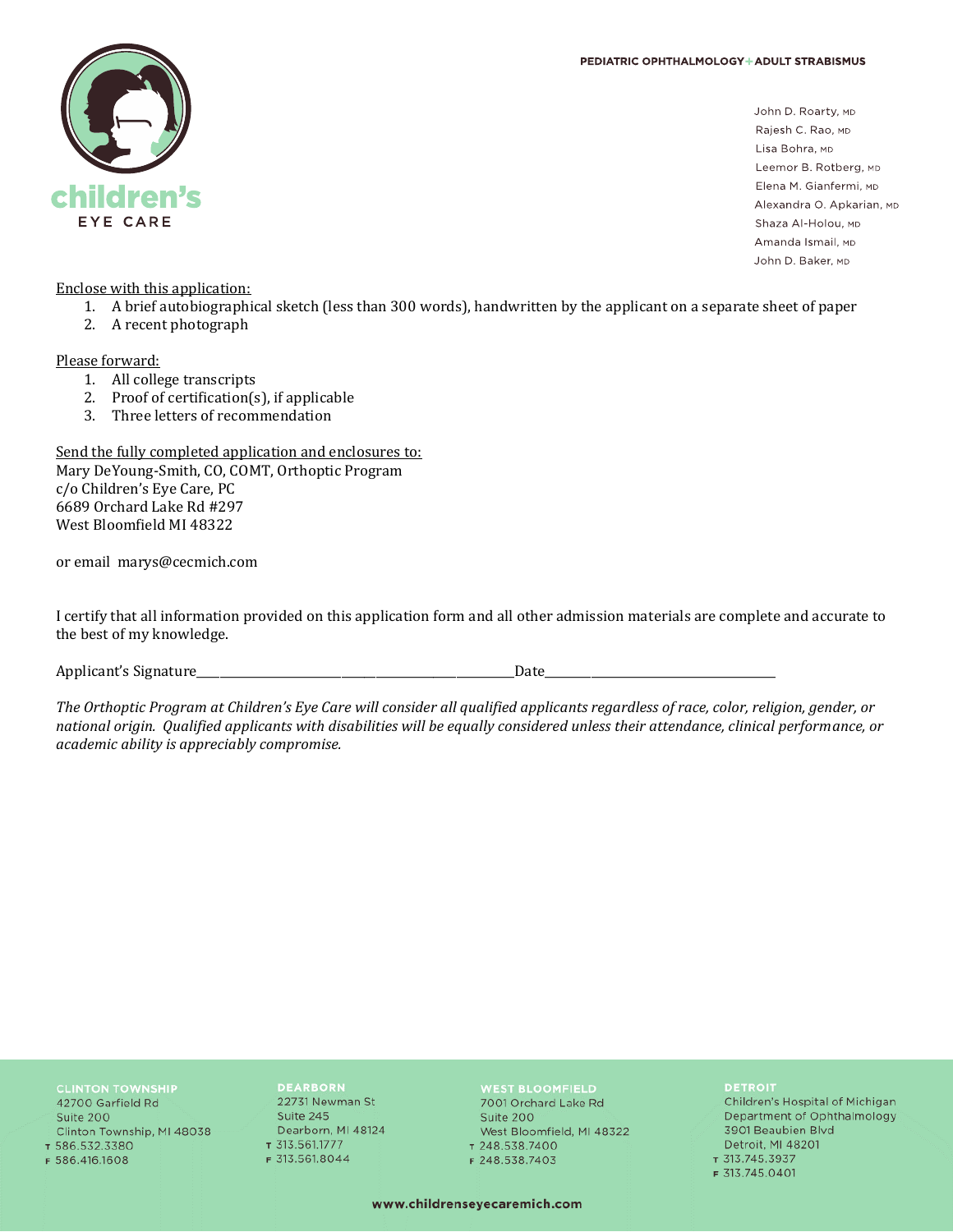Enclose with this application:

1. A brief autobiographical sketch (less than 300 words), handwritten by the applicant on a separate sheet of paper
2. A recent photograph

Please forward:

1. All college transcripts
2. Proof of certification(s), if applicable
3. Three letters of recommendation

Send the fully completed application and enclosures to:

Mary DeYoung-Smith, CO, COMT, Orthoptic Program
c/o Children's Eye Care, PC
6689 Orchard Lake Rd #297
West Bloomfield MI 48322

or email marys@cecmich.com

I certify that all information provided on this application form and all other admission materials are complete and accurate to the best of my knowledge.

Applicant's Signature\_\_\_\_\_\_\_\_\_\_\_\_\_\_\_\_\_\_\_\_\_\_\_\_\_\_\_\_\_\_\_\_\_\_\_\_\_\_\_\_\_\_\_\_\_\_\_\_\_\_Date\_\_\_\_\_\_\_\_\_\_\_\_\_\_\_\_\_\_\_\_\_\_\_\_\_\_\_\_\_\_\_\_\_\_\_

*The Orthoptic Program at Children's Eye Care will consider all qualified applicants regardless of race, color, religion, gender, or national origin. Qualified applicants with disabilities will be equally considered unless their attendance, clinical performance, or academic ability is appreciably compromise.*